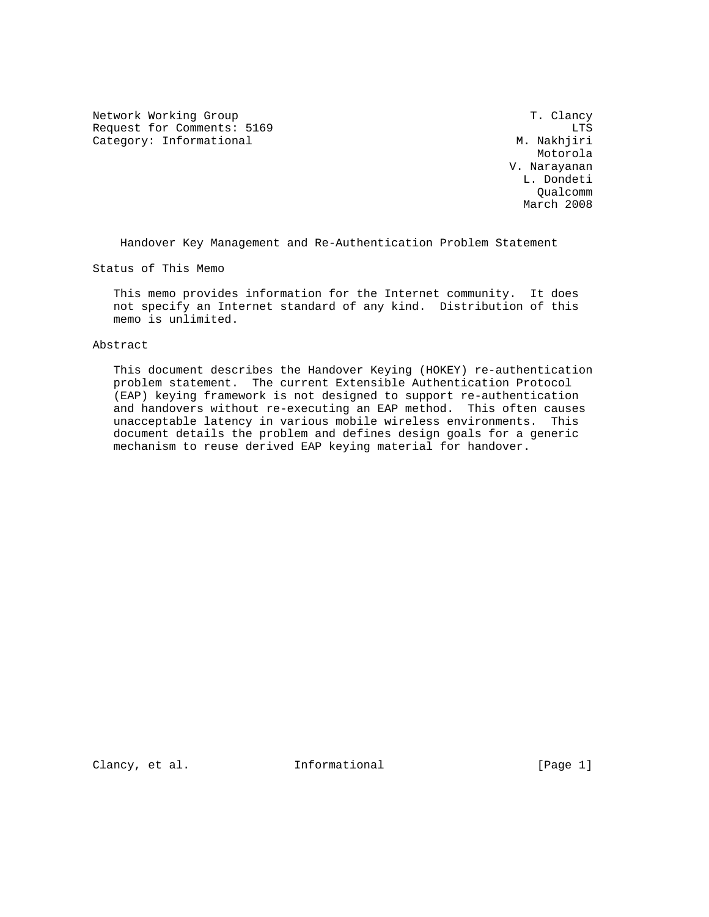Network Working Group T. Clancy
Request for Comments: 5169 LTS
Category: Informational M. Nakhjiri
Motorola
V. Narayanan
L. Dondeti
Qualcomm
March 2008

# Handover Key Management and Re-Authentication Problem Statement

## Status of This Memo

This memo provides information for the Internet community. It does not specify an Internet standard of any kind. Distribution of this memo is unlimited.

## Abstract

This document describes the Handover Keying (HOKEY) re-authentication problem statement. The current Extensible Authentication Protocol (EAP) keying framework is not designed to support re-authentication and handovers without re-executing an EAP method. This often causes unacceptable latency in various mobile wireless environments. This document details the problem and defines design goals for a generic mechanism to reuse derived EAP keying material for handover.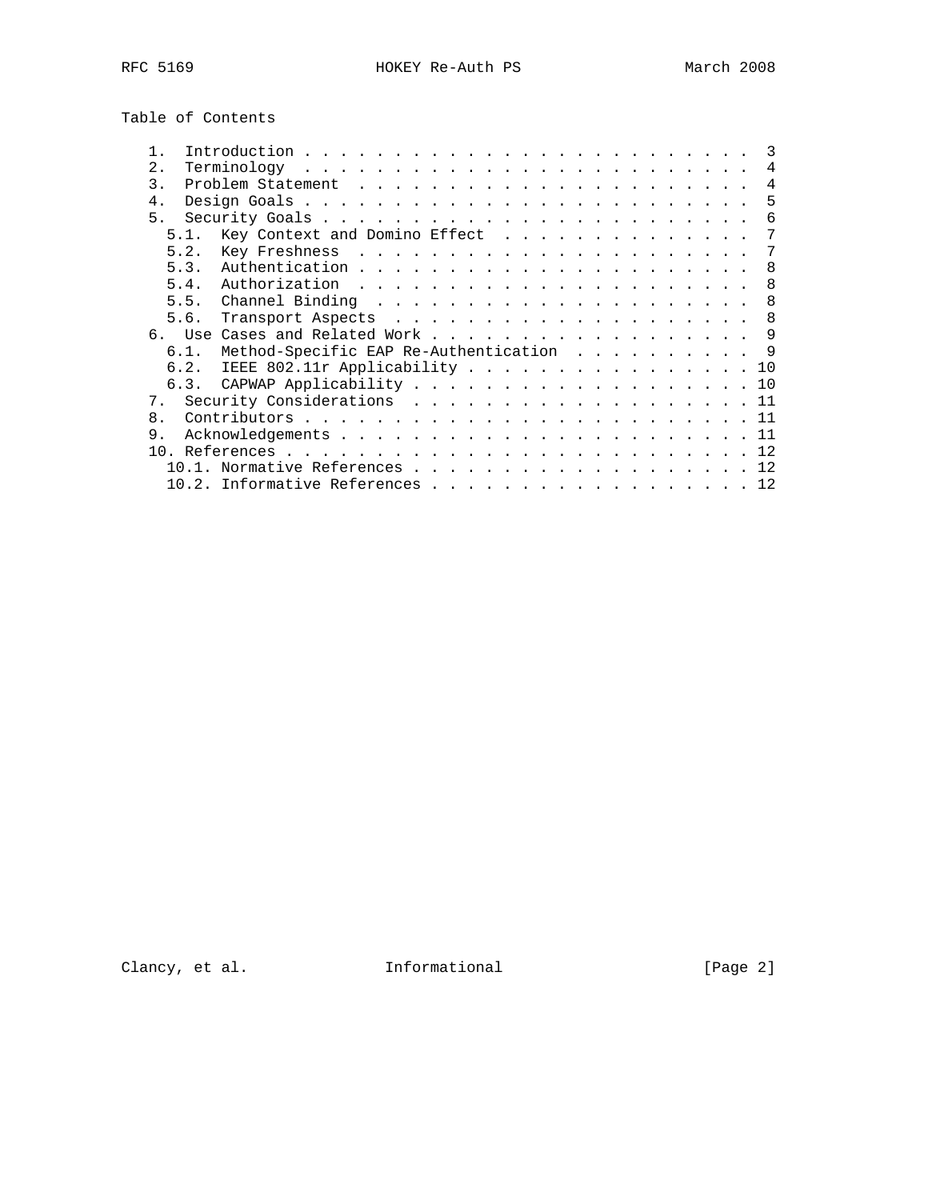## Table of Contents

- 1. Introduction . . . . . . . . . . . . . . . . . . . . . . . . . 3
- 2. Terminology . . . . . . . . . . . . . . . . . . . . . . . . . 4
- 3. Problem Statement . . . . . . . . . . . . . . . . . . . . . . 4
- 4. Design Goals . . . . . . . . . . . . . . . . . . . . . . . . . 5
- 5. Security Goals . . . . . . . . . . . . . . . . . . . . . . . . 6
  - 5.1. Key Context and Domino Effect . . . . . . . . . . . . . . 7
  - 5.2. Key Freshness . . . . . . . . . . . . . . . . . . . . . . 7
  - 5.3. Authentication . . . . . . . . . . . . . . . . . . . . . . 8
  - 5.4. Authorization . . . . . . . . . . . . . . . . . . . . . . 8
  - 5.5. Channel Binding . . . . . . . . . . . . . . . . . . . . . 8
  - 5.6. Transport Aspects . . . . . . . . . . . . . . . . . . . . 8
- 6. Use Cases and Related Work . . . . . . . . . . . . . . . . . . 9
  - 6.1. Method-Specific EAP Re-Authentication . . . . . . . . . . 9
  - 6.2. IEEE 802.11r Applicability . . . . . . . . . . . . . . . . 10
  - 6.3. CAPWAP Applicability . . . . . . . . . . . . . . . . . . . 10
- 7. Security Considerations . . . . . . . . . . . . . . . . . . . 11
- 8. Contributors . . . . . . . . . . . . . . . . . . . . . . . . . 11
- 9. Acknowledgements . . . . . . . . . . . . . . . . . . . . . . . 11
- 10. References . . . . . . . . . . . . . . . . . . . . . . . . . . 12
  - 10.1. Normative References . . . . . . . . . . . . . . . . . . . 12
  - 10.2. Informative References . . . . . . . . . . . . . . . . . . 12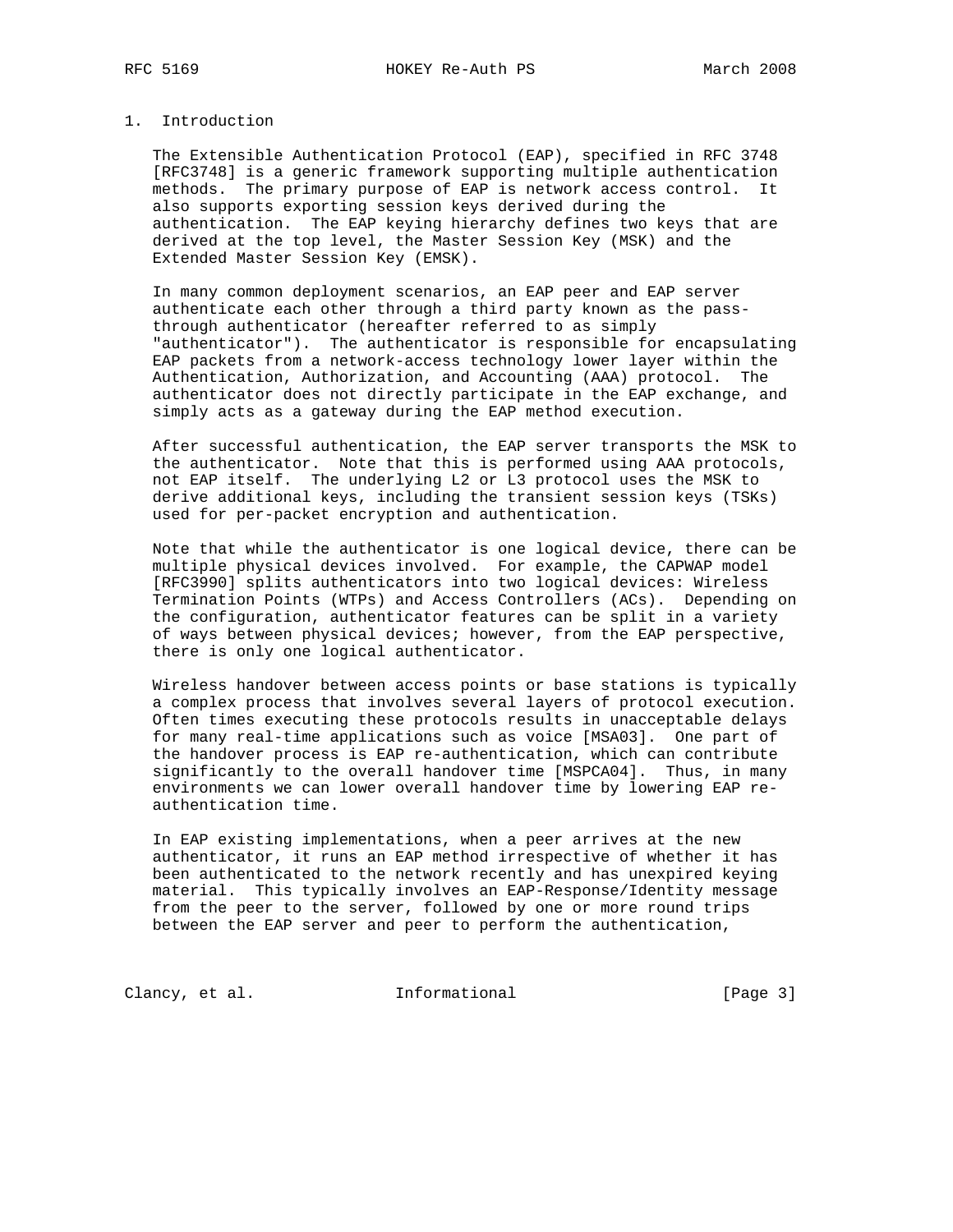# 1. Introduction

The Extensible Authentication Protocol (EAP), specified in RFC 3748 [RFC3748] is a generic framework supporting multiple authentication methods. The primary purpose of EAP is network access control. It also supports exporting session keys derived during the authentication. The EAP keying hierarchy defines two keys that are derived at the top level, the Master Session Key (MSK) and the Extended Master Session Key (EMSK).

In many common deployment scenarios, an EAP peer and EAP server authenticate each other through a third party known as the pass-through authenticator (hereafter referred to as simply "authenticator"). The authenticator is responsible for encapsulating EAP packets from a network-access technology lower layer within the Authentication, Authorization, and Accounting (AAA) protocol. The authenticator does not directly participate in the EAP exchange, and simply acts as a gateway during the EAP method execution.

After successful authentication, the EAP server transports the MSK to the authenticator. Note that this is performed using AAA protocols, not EAP itself. The underlying L2 or L3 protocol uses the MSK to derive additional keys, including the transient session keys (TSKs) used for per-packet encryption and authentication.

Note that while the authenticator is one logical device, there can be multiple physical devices involved. For example, the CAPWAP model [RFC3990] splits authenticators into two logical devices: Wireless Termination Points (WTPs) and Access Controllers (ACs). Depending on the configuration, authenticator features can be split in a variety of ways between physical devices; however, from the EAP perspective, there is only one logical authenticator.

Wireless handover between access points or base stations is typically a complex process that involves several layers of protocol execution. Often times executing these protocols results in unacceptable delays for many real-time applications such as voice [MSA03]. One part of the handover process is EAP re-authentication, which can contribute significantly to the overall handover time [MSPCA04]. Thus, in many environments we can lower overall handover time by lowering EAP re-authentication time.

In EAP existing implementations, when a peer arrives at the new authenticator, it runs an EAP method irrespective of whether it has been authenticated to the network recently and has unexpired keying material. This typically involves an EAP-Response/Identity message from the peer to the server, followed by one or more round trips between the EAP server and peer to perform the authentication,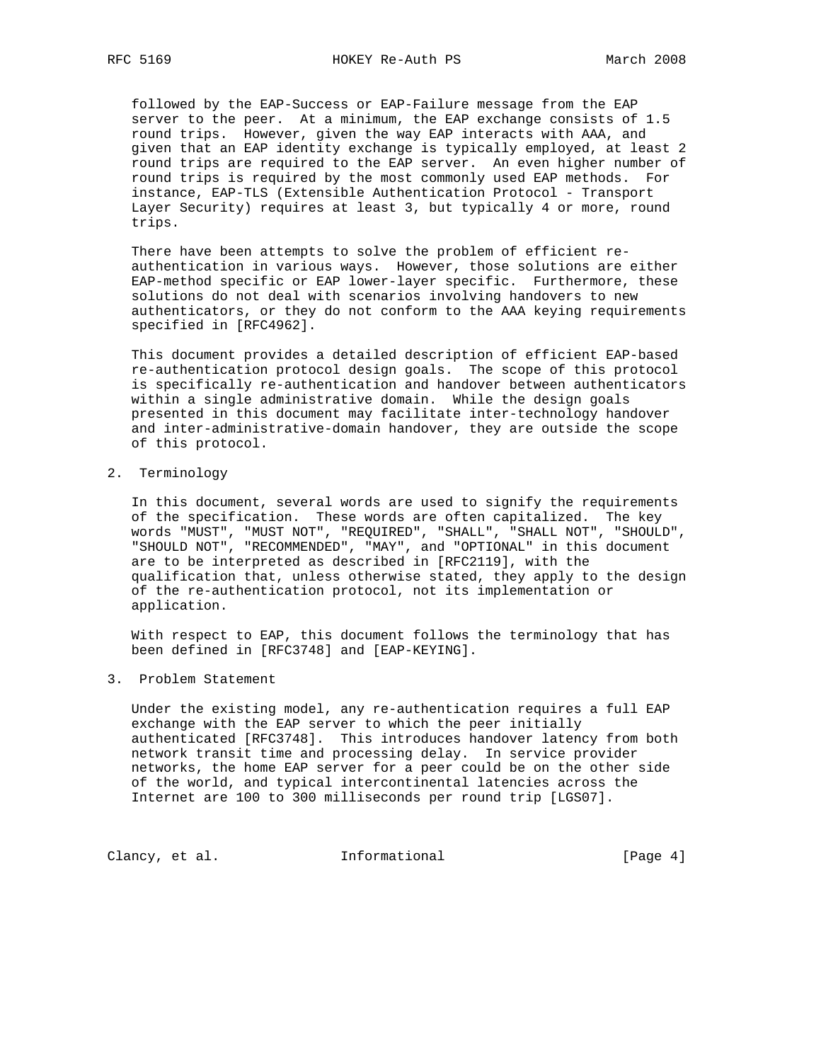followed by the EAP-Success or EAP-Failure message from the EAP server to the peer. At a minimum, the EAP exchange consists of 1.5 round trips. However, given the way EAP interacts with AAA, and given that an EAP identity exchange is typically employed, at least 2 round trips are required to the EAP server. An even higher number of round trips is required by the most commonly used EAP methods. For instance, EAP-TLS (Extensible Authentication Protocol - Transport Layer Security) requires at least 3, but typically 4 or more, round trips.

There have been attempts to solve the problem of efficient re-authentication in various ways. However, those solutions are either EAP-method specific or EAP lower-layer specific. Furthermore, these solutions do not deal with scenarios involving handovers to new authenticators, or they do not conform to the AAA keying requirements specified in [RFC4962].

This document provides a detailed description of efficient EAP-based re-authentication protocol design goals. The scope of this protocol is specifically re-authentication and handover between authenticators within a single administrative domain. While the design goals presented in this document may facilitate inter-technology handover and inter-administrative-domain handover, they are outside the scope of this protocol.

## 2. Terminology

In this document, several words are used to signify the requirements of the specification. These words are often capitalized. The key words "MUST", "MUST NOT", "REQUIRED", "SHALL", "SHALL NOT", "SHOULD", "SHOULD NOT", "RECOMMENDED", "MAY", and "OPTIONAL" in this document are to be interpreted as described in [RFC2119], with the qualification that, unless otherwise stated, they apply to the design of the re-authentication protocol, not its implementation or application.

With respect to EAP, this document follows the terminology that has been defined in [RFC3748] and [EAP-KEYING].

## 3. Problem Statement

Under the existing model, any re-authentication requires a full EAP exchange with the EAP server to which the peer initially authenticated [RFC3748]. This introduces handover latency from both network transit time and processing delay. In service provider networks, the home EAP server for a peer could be on the other side of the world, and typical intercontinental latencies across the Internet are 100 to 300 milliseconds per round trip [LGS07].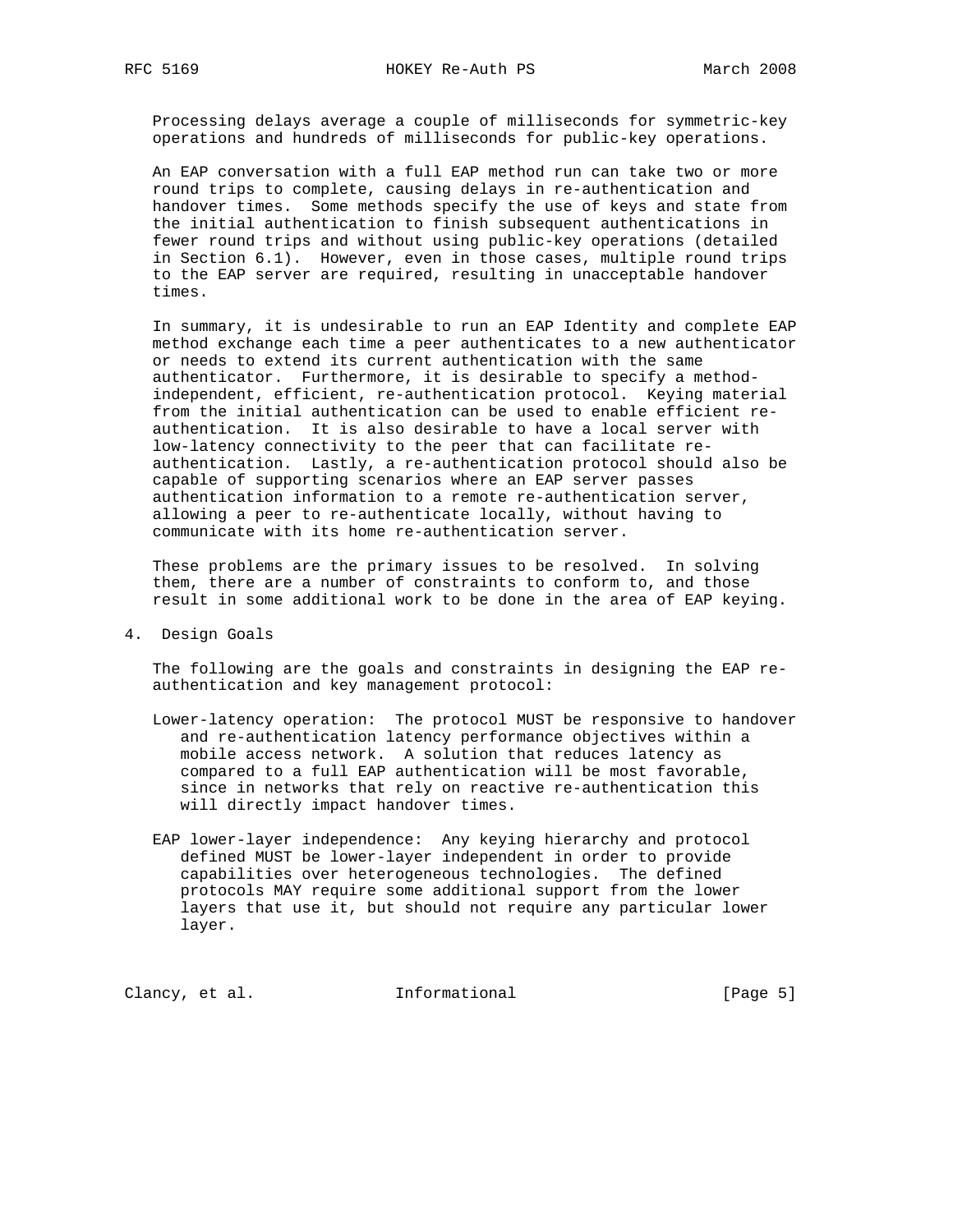Processing delays average a couple of milliseconds for symmetric-key operations and hundreds of milliseconds for public-key operations.

An EAP conversation with a full EAP method run can take two or more round trips to complete, causing delays in re-authentication and handover times. Some methods specify the use of keys and state from the initial authentication to finish subsequent authentications in fewer round trips and without using public-key operations (detailed in Section 6.1). However, even in those cases, multiple round trips to the EAP server are required, resulting in unacceptable handover times.

In summary, it is undesirable to run an EAP Identity and complete EAP method exchange each time a peer authenticates to a new authenticator or needs to extend its current authentication with the same authenticator. Furthermore, it is desirable to specify a method-independent, efficient, re-authentication protocol. Keying material from the initial authentication can be used to enable efficient re-authentication. It is also desirable to have a local server with low-latency connectivity to the peer that can facilitate re-authentication. Lastly, a re-authentication protocol should also be capable of supporting scenarios where an EAP server passes authentication information to a remote re-authentication server, allowing a peer to re-authenticate locally, without having to communicate with its home re-authentication server.

These problems are the primary issues to be resolved. In solving them, there are a number of constraints to conform to, and those result in some additional work to be done in the area of EAP keying.

# 4. Design Goals

The following are the goals and constraints in designing the EAP re-authentication and key management protocol:

Lower-latency operation: The protocol MUST be responsive to handover and re-authentication latency performance objectives within a mobile access network. A solution that reduces latency as compared to a full EAP authentication will be most favorable, since in networks that rely on reactive re-authentication this will directly impact handover times.

EAP lower-layer independence: Any keying hierarchy and protocol defined MUST be lower-layer independent in order to provide capabilities over heterogeneous technologies. The defined protocols MAY require some additional support from the lower layers that use it, but should not require any particular lower layer.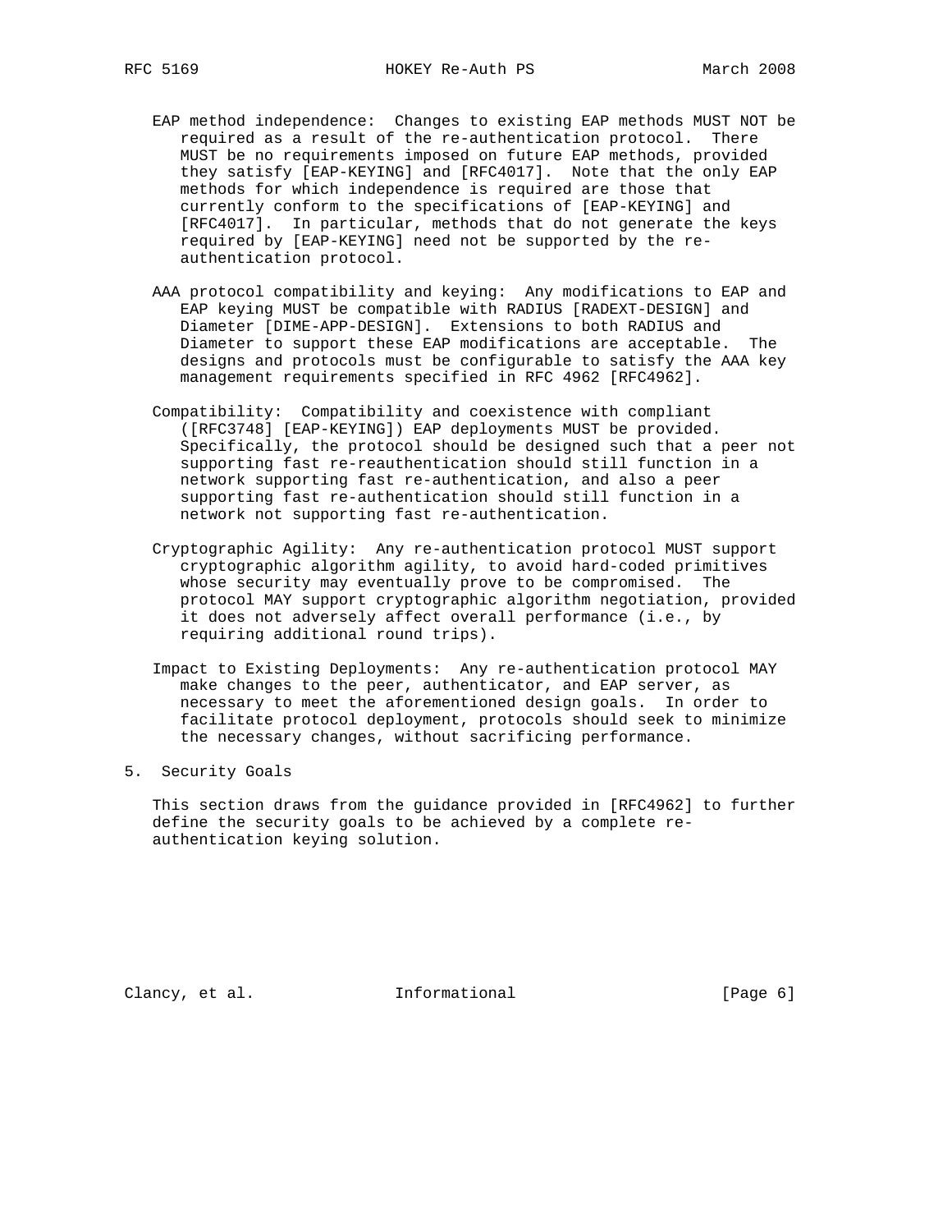EAP method independence: Changes to existing EAP methods MUST NOT be required as a result of the re-authentication protocol. There MUST be no requirements imposed on future EAP methods, provided they satisfy [EAP-KEYING] and [RFC4017]. Note that the only EAP methods for which independence is required are those that currently conform to the specifications of [EAP-KEYING] and [RFC4017]. In particular, methods that do not generate the keys required by [EAP-KEYING] need not be supported by the re-authentication protocol.

AAA protocol compatibility and keying: Any modifications to EAP and EAP keying MUST be compatible with RADIUS [RADEXT-DESIGN] and Diameter [DIME-APP-DESIGN]. Extensions to both RADIUS and Diameter to support these EAP modifications are acceptable. The designs and protocols must be configurable to satisfy the AAA key management requirements specified in RFC 4962 [RFC4962].

Compatibility: Compatibility and coexistence with compliant ([RFC3748] [EAP-KEYING]) EAP deployments MUST be provided. Specifically, the protocol should be designed such that a peer not supporting fast re-reauthentication should still function in a network supporting fast re-authentication, and also a peer supporting fast re-authentication should still function in a network not supporting fast re-authentication.

Cryptographic Agility: Any re-authentication protocol MUST support cryptographic algorithm agility, to avoid hard-coded primitives whose security may eventually prove to be compromised. The protocol MAY support cryptographic algorithm negotiation, provided it does not adversely affect overall performance (i.e., by requiring additional round trips).

Impact to Existing Deployments: Any re-authentication protocol MAY make changes to the peer, authenticator, and EAP server, as necessary to meet the aforementioned design goals. In order to facilitate protocol deployment, protocols should seek to minimize the necessary changes, without sacrificing performance.

## 5. Security Goals

This section draws from the guidance provided in [RFC4962] to further define the security goals to be achieved by a complete re-authentication keying solution.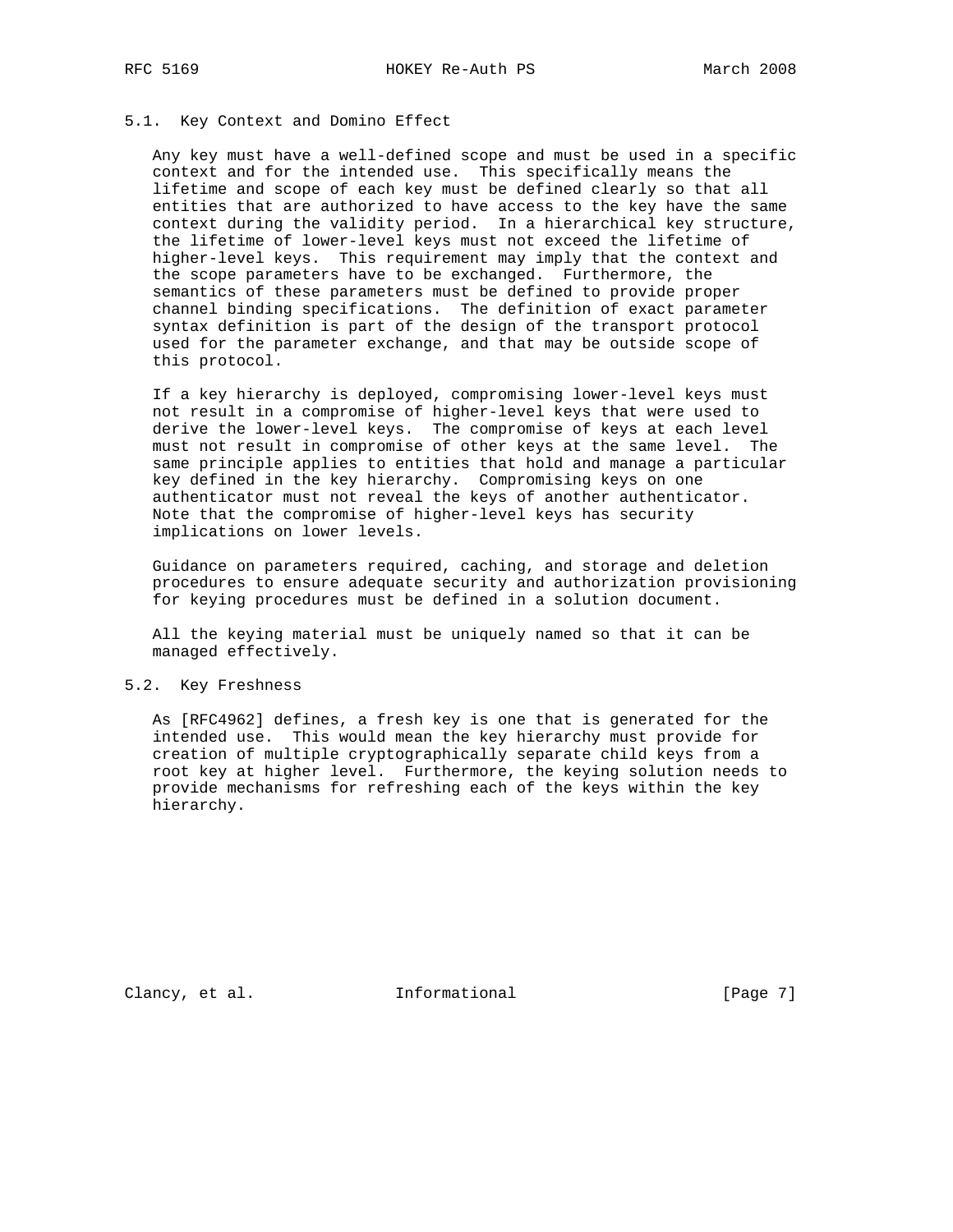### 5.1. Key Context and Domino Effect

Any key must have a well-defined scope and must be used in a specific context and for the intended use. This specifically means the lifetime and scope of each key must be defined clearly so that all entities that are authorized to have access to the key have the same context during the validity period. In a hierarchical key structure, the lifetime of lower-level keys must not exceed the lifetime of higher-level keys. This requirement may imply that the context and the scope parameters have to be exchanged. Furthermore, the semantics of these parameters must be defined to provide proper channel binding specifications. The definition of exact parameter syntax definition is part of the design of the transport protocol used for the parameter exchange, and that may be outside scope of this protocol.

If a key hierarchy is deployed, compromising lower-level keys must not result in a compromise of higher-level keys that were used to derive the lower-level keys. The compromise of keys at each level must not result in compromise of other keys at the same level. The same principle applies to entities that hold and manage a particular key defined in the key hierarchy. Compromising keys on one authenticator must not reveal the keys of another authenticator. Note that the compromise of higher-level keys has security implications on lower levels.

Guidance on parameters required, caching, and storage and deletion procedures to ensure adequate security and authorization provisioning for keying procedures must be defined in a solution document.

All the keying material must be uniquely named so that it can be managed effectively.

### 5.2. Key Freshness

As [RFC4962] defines, a fresh key is one that is generated for the intended use. This would mean the key hierarchy must provide for creation of multiple cryptographically separate child keys from a root key at higher level. Furthermore, the keying solution needs to provide mechanisms for refreshing each of the keys within the key hierarchy.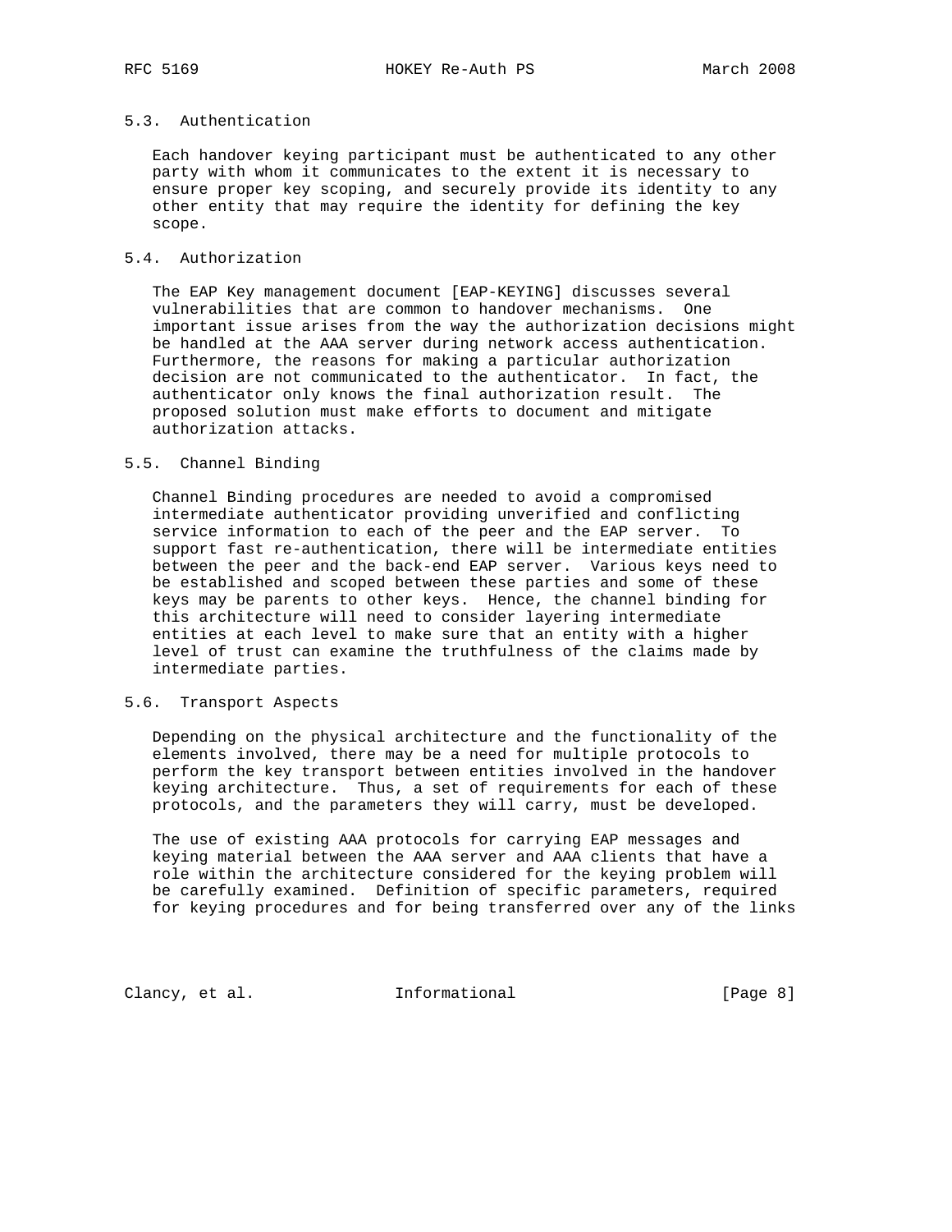### 5.3. Authentication

Each handover keying participant must be authenticated to any other party with whom it communicates to the extent it is necessary to ensure proper key scoping, and securely provide its identity to any other entity that may require the identity for defining the key scope.

### 5.4. Authorization

The EAP Key management document [EAP-KEYING] discusses several vulnerabilities that are common to handover mechanisms. One important issue arises from the way the authorization decisions might be handled at the AAA server during network access authentication. Furthermore, the reasons for making a particular authorization decision are not communicated to the authenticator. In fact, the authenticator only knows the final authorization result. The proposed solution must make efforts to document and mitigate authorization attacks.

### 5.5. Channel Binding

Channel Binding procedures are needed to avoid a compromised intermediate authenticator providing unverified and conflicting service information to each of the peer and the EAP server. To support fast re-authentication, there will be intermediate entities between the peer and the back-end EAP server. Various keys need to be established and scoped between these parties and some of these keys may be parents to other keys. Hence, the channel binding for this architecture will need to consider layering intermediate entities at each level to make sure that an entity with a higher level of trust can examine the truthfulness of the claims made by intermediate parties.

### 5.6. Transport Aspects

Depending on the physical architecture and the functionality of the elements involved, there may be a need for multiple protocols to perform the key transport between entities involved in the handover keying architecture. Thus, a set of requirements for each of these protocols, and the parameters they will carry, must be developed.

The use of existing AAA protocols for carrying EAP messages and keying material between the AAA server and AAA clients that have a role within the architecture considered for the keying problem will be carefully examined. Definition of specific parameters, required for keying procedures and for being transferred over any of the links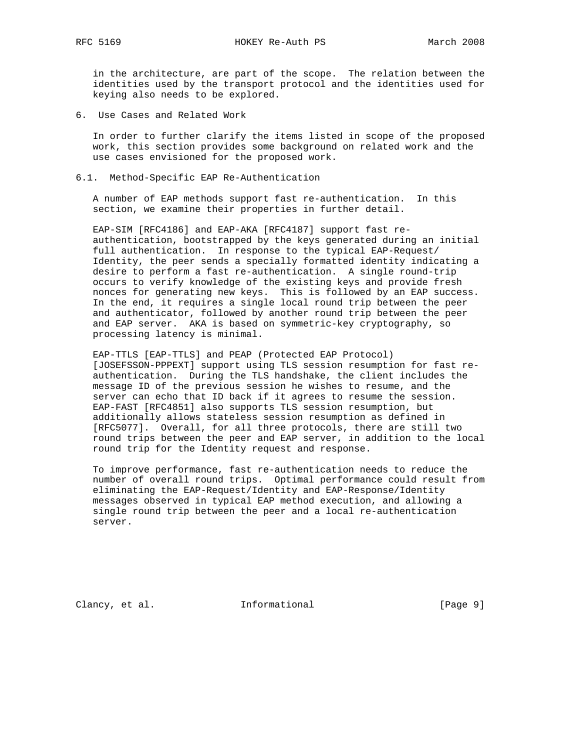in the architecture, are part of the scope. The relation between the identities used by the transport protocol and the identities used for keying also needs to be explored.

## 6. Use Cases and Related Work

In order to further clarify the items listed in scope of the proposed work, this section provides some background on related work and the use cases envisioned for the proposed work.

### 6.1. Method-Specific EAP Re-Authentication

A number of EAP methods support fast re-authentication. In this section, we examine their properties in further detail.

EAP-SIM [RFC4186] and EAP-AKA [RFC4187] support fast re-authentication, bootstrapped by the keys generated during an initial full authentication. In response to the typical EAP-Request/Identity, the peer sends a specially formatted identity indicating a desire to perform a fast re-authentication. A single round-trip occurs to verify knowledge of the existing keys and provide fresh nonces for generating new keys. This is followed by an EAP success. In the end, it requires a single local round trip between the peer and authenticator, followed by another round trip between the peer and EAP server. AKA is based on symmetric-key cryptography, so processing latency is minimal.

EAP-TTLS [EAP-TTLS] and PEAP (Protected EAP Protocol) [JOSEFSSON-PPPEXT] support using TLS session resumption for fast re-authentication. During the TLS handshake, the client includes the message ID of the previous session he wishes to resume, and the server can echo that ID back if it agrees to resume the session. EAP-FAST [RFC4851] also supports TLS session resumption, but additionally allows stateless session resumption as defined in [RFC5077]. Overall, for all three protocols, there are still two round trips between the peer and EAP server, in addition to the local round trip for the Identity request and response.

To improve performance, fast re-authentication needs to reduce the number of overall round trips. Optimal performance could result from eliminating the EAP-Request/Identity and EAP-Response/Identity messages observed in typical EAP method execution, and allowing a single round trip between the peer and a local re-authentication server.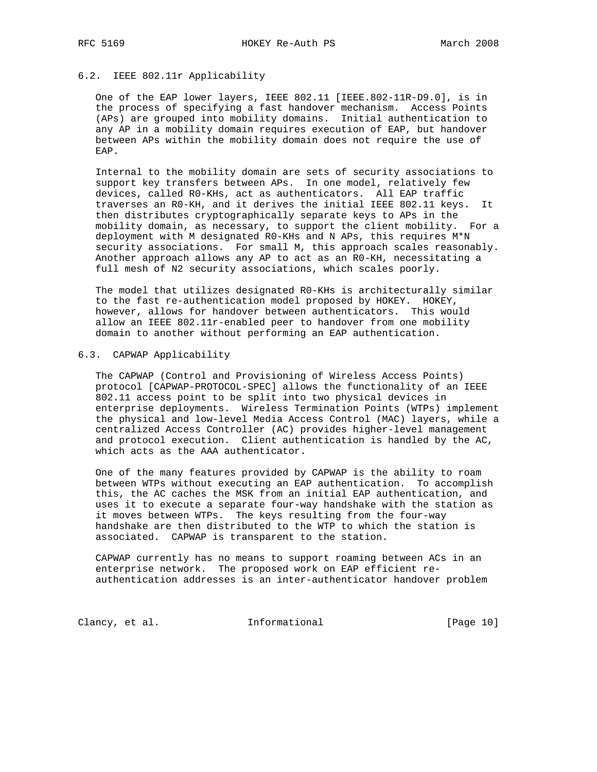### 6.2. IEEE 802.11r Applicability

One of the EAP lower layers, IEEE 802.11 [IEEE.802-11R-D9.0], is in the process of specifying a fast handover mechanism. Access Points (APs) are grouped into mobility domains. Initial authentication to any AP in a mobility domain requires execution of EAP, but handover between APs within the mobility domain does not require the use of EAP.

Internal to the mobility domain are sets of security associations to support key transfers between APs. In one model, relatively few devices, called R0-KHs, act as authenticators. All EAP traffic traverses an R0-KH, and it derives the initial IEEE 802.11 keys. It then distributes cryptographically separate keys to APs in the mobility domain, as necessary, to support the client mobility. For a deployment with M designated R0-KHs and N APs, this requires M*N security associations. For small M, this approach scales reasonably. Another approach allows any AP to act as an R0-KH, necessitating a full mesh of N2 security associations, which scales poorly.

The model that utilizes designated R0-KHs is architecturally similar to the fast re-authentication model proposed by HOKEY. HOKEY, however, allows for handover between authenticators. This would allow an IEEE 802.11r-enabled peer to handover from one mobility domain to another without performing an EAP authentication.

### 6.3. CAPWAP Applicability

The CAPWAP (Control and Provisioning of Wireless Access Points) protocol [CAPWAP-PROTOCOL-SPEC] allows the functionality of an IEEE 802.11 access point to be split into two physical devices in enterprise deployments. Wireless Termination Points (WTPs) implement the physical and low-level Media Access Control (MAC) layers, while a centralized Access Controller (AC) provides higher-level management and protocol execution. Client authentication is handled by the AC, which acts as the AAA authenticator.

One of the many features provided by CAPWAP is the ability to roam between WTPs without executing an EAP authentication. To accomplish this, the AC caches the MSK from an initial EAP authentication, and uses it to execute a separate four-way handshake with the station as it moves between WTPs. The keys resulting from the four-way handshake are then distributed to the WTP to which the station is associated. CAPWAP is transparent to the station.

CAPWAP currently has no means to support roaming between ACs in an enterprise network. The proposed work on EAP efficient re-authentication addresses is an inter-authenticator handover problem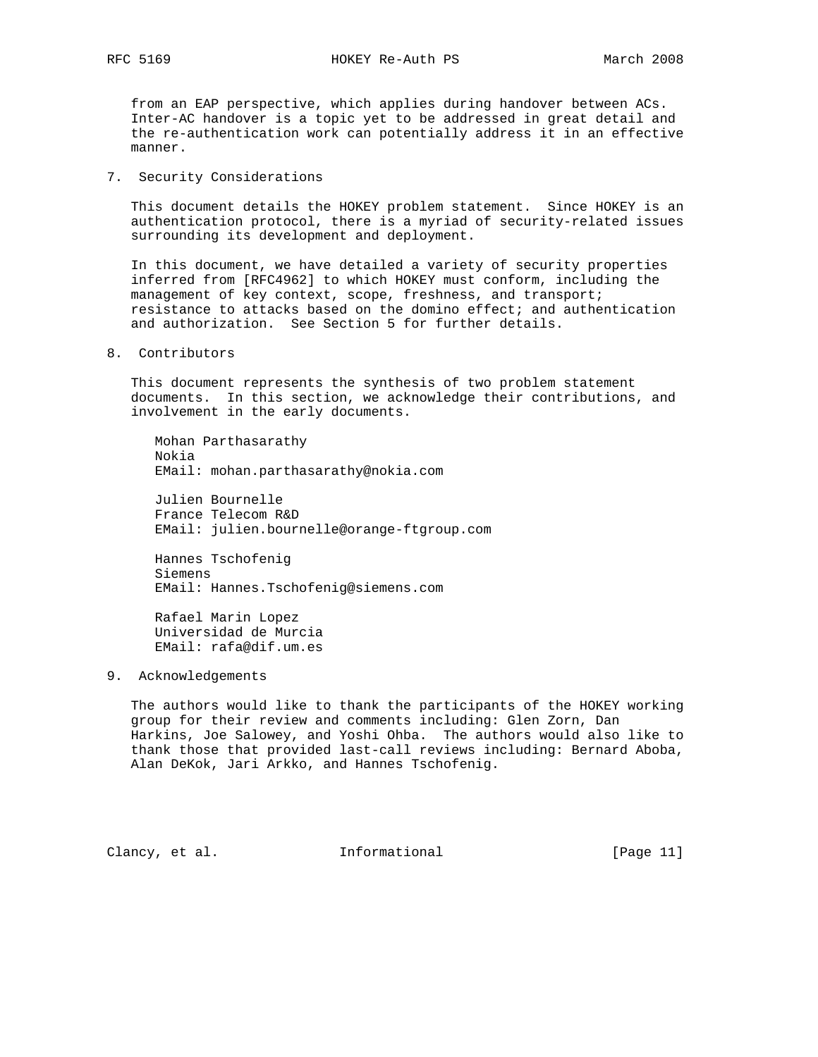from an EAP perspective, which applies during handover between ACs. Inter-AC handover is a topic yet to be addressed in great detail and the re-authentication work can potentially address it in an effective manner.

## 7. Security Considerations

This document details the HOKEY problem statement. Since HOKEY is an authentication protocol, there is a myriad of security-related issues surrounding its development and deployment.

In this document, we have detailed a variety of security properties inferred from [RFC4962] to which HOKEY must conform, including the management of key context, scope, freshness, and transport; resistance to attacks based on the domino effect; and authentication and authorization. See Section 5 for further details.

## 8. Contributors

This document represents the synthesis of two problem statement documents. In this section, we acknowledge their contributions, and involvement in the early documents.

Mohan Parthasarathy
Nokia
EMail: mohan.parthasarathy@nokia.com

Julien Bournelle
France Telecom R&D
EMail: julien.bournelle@orange-ftgroup.com

Hannes Tschofenig
Siemens
EMail: Hannes.Tschofenig@siemens.com

Rafael Marin Lopez
Universidad de Murcia
EMail: rafa@dif.um.es

## 9. Acknowledgements

The authors would like to thank the participants of the HOKEY working group for their review and comments including: Glen Zorn, Dan Harkins, Joe Salowey, and Yoshi Ohba. The authors would also like to thank those that provided last-call reviews including: Bernard Aboba, Alan DeKok, Jari Arkko, and Hannes Tschofenig.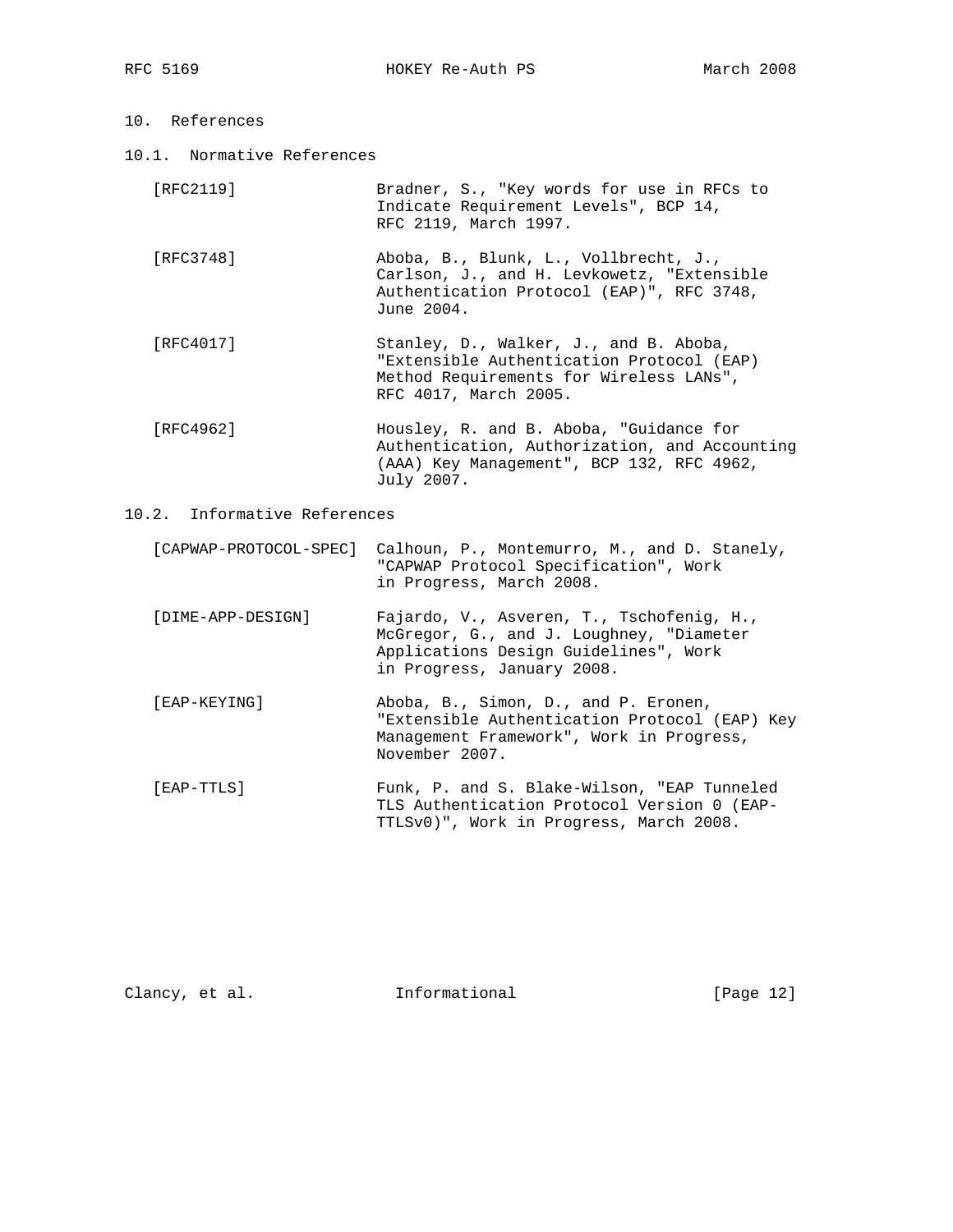## 10. References

### 10.1. Normative References

[RFC2119] Bradner, S., "Key words for use in RFCs to Indicate Requirement Levels", BCP 14, RFC 2119, March 1997.

[RFC3748] Aboba, B., Blunk, L., Vollbrecht, J., Carlson, J., and H. Levkowetz, "Extensible Authentication Protocol (EAP)", RFC 3748, June 2004.

[RFC4017] Stanley, D., Walker, J., and B. Aboba, "Extensible Authentication Protocol (EAP) Method Requirements for Wireless LANs", RFC 4017, March 2005.

[RFC4962] Housley, R. and B. Aboba, "Guidance for Authentication, Authorization, and Accounting (AAA) Key Management", BCP 132, RFC 4962, July 2007.

### 10.2. Informative References

[CAPWAP-PROTOCOL-SPEC] Calhoun, P., Montemurro, M., and D. Stanely, "CAPWAP Protocol Specification", Work in Progress, March 2008.

[DIME-APP-DESIGN] Fajardo, V., Asveren, T., Tschofenig, H., McGregor, G., and J. Loughney, "Diameter Applications Design Guidelines", Work in Progress, January 2008.

[EAP-KEYING] Aboba, B., Simon, D., and P. Eronen, "Extensible Authentication Protocol (EAP) Key Management Framework", Work in Progress, November 2007.

[EAP-TTLS] Funk, P. and S. Blake-Wilson, "EAP Tunneled TLS Authentication Protocol Version 0 (EAP-TTLSv0)", Work in Progress, March 2008.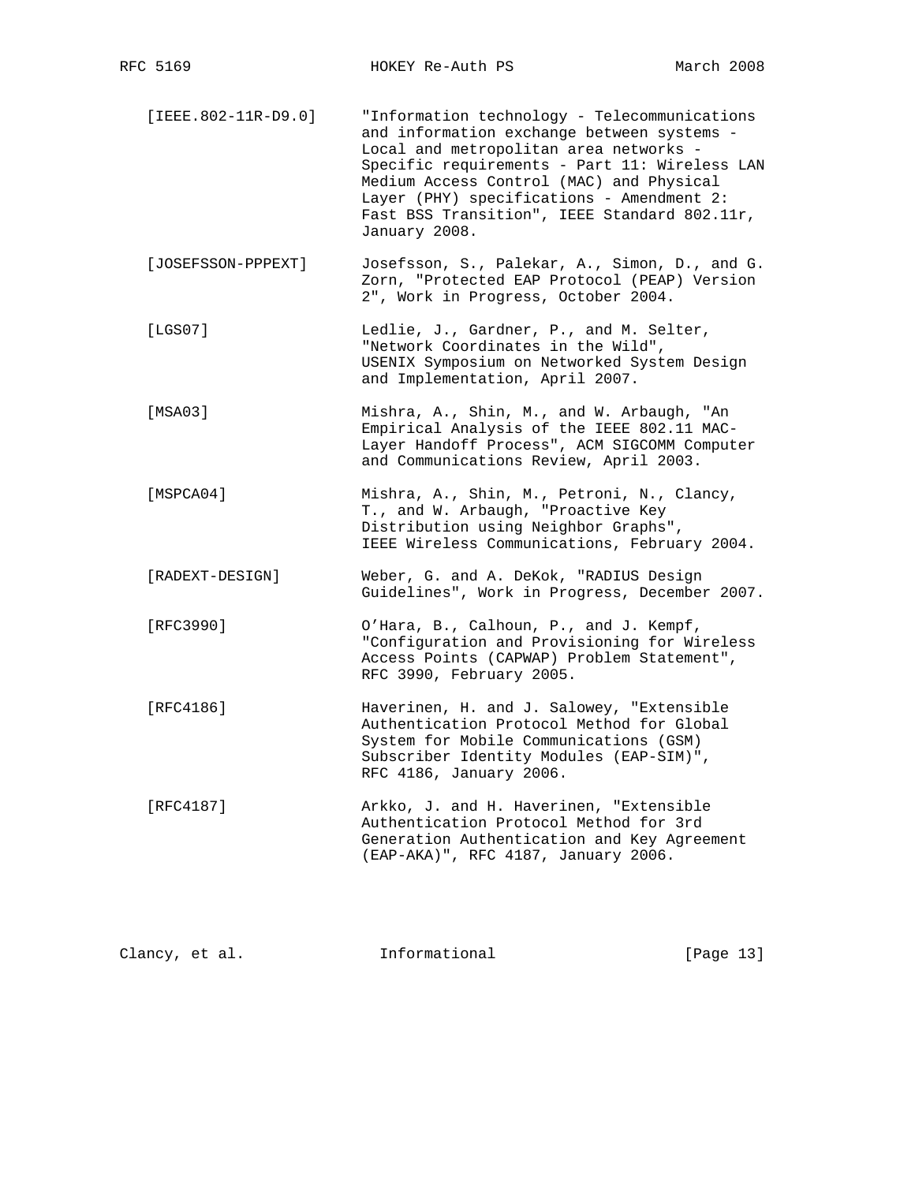[IEEE.802-11R-D9.0] "Information technology - Telecommunications and information exchange between systems - Local and metropolitan area networks - Specific requirements - Part 11: Wireless LAN Medium Access Control (MAC) and Physical Layer (PHY) specifications - Amendment 2: Fast BSS Transition", IEEE Standard 802.11r, January 2008.

[JOSEFSSON-PPPEXT] Josefsson, S., Palekar, A., Simon, D., and G. Zorn, "Protected EAP Protocol (PEAP) Version 2", Work in Progress, October 2004.

[LGS07] Ledlie, J., Gardner, P., and M. Selter, "Network Coordinates in the Wild", USENIX Symposium on Networked System Design and Implementation, April 2007.

[MSA03] Mishra, A., Shin, M., and W. Arbaugh, "An Empirical Analysis of the IEEE 802.11 MAC-Layer Handoff Process", ACM SIGCOMM Computer and Communications Review, April 2003.

[MSPCA04] Mishra, A., Shin, M., Petroni, N., Clancy, T., and W. Arbaugh, "Proactive Key Distribution using Neighbor Graphs", IEEE Wireless Communications, February 2004.

[RADEXT-DESIGN] Weber, G. and A. DeKok, "RADIUS Design Guidelines", Work in Progress, December 2007.

[RFC3990] O'Hara, B., Calhoun, P., and J. Kempf, "Configuration and Provisioning for Wireless Access Points (CAPWAP) Problem Statement", RFC 3990, February 2005.

[RFC4186] Haverinen, H. and J. Salowey, "Extensible Authentication Protocol Method for Global System for Mobile Communications (GSM) Subscriber Identity Modules (EAP-SIM)", RFC 4186, January 2006.

[RFC4187] Arkko, J. and H. Haverinen, "Extensible Authentication Protocol Method for 3rd Generation Authentication and Key Agreement (EAP-AKA)", RFC 4187, January 2006.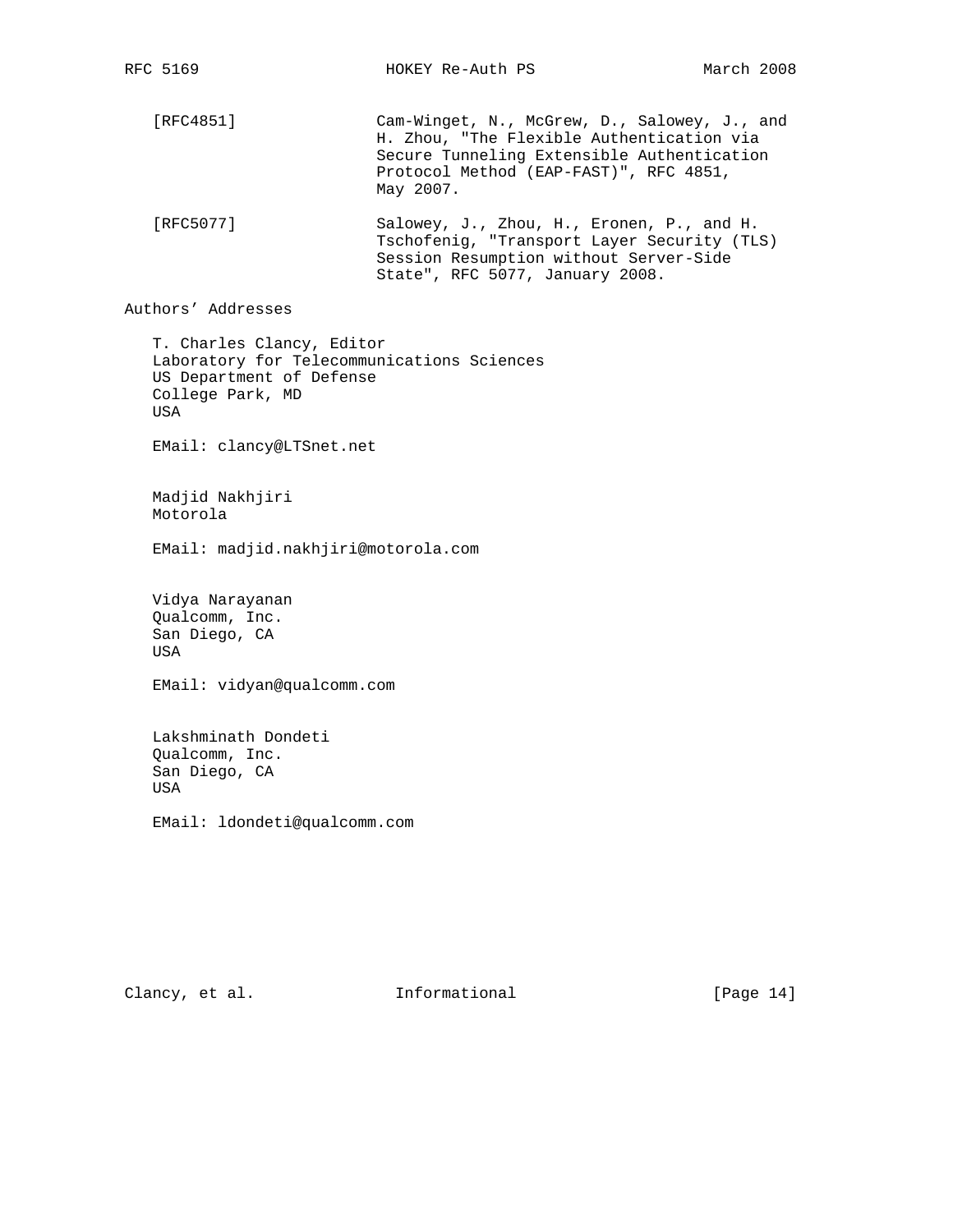[RFC4851] Cam-Winget, N., McGrew, D., Salowey, J., and H. Zhou, "The Flexible Authentication via Secure Tunneling Extensible Authentication Protocol Method (EAP-FAST)", RFC 4851, May 2007.

[RFC5077] Salowey, J., Zhou, H., Eronen, P., and H. Tschofenig, "Transport Layer Security (TLS) Session Resumption without Server-Side State", RFC 5077, January 2008.

## Authors' Addresses

T. Charles Clancy, Editor
Laboratory for Telecommunications Sciences
US Department of Defense
College Park, MD
USA

EMail: clancy@LTSnet.net

Madjid Nakhjiri
Motorola

EMail: madjid.nakhjiri@motorola.com

Vidya Narayanan
Qualcomm, Inc.
San Diego, CA
USA

EMail: vidyan@qualcomm.com

Lakshminath Dondeti
Qualcomm, Inc.
San Diego, CA
USA

EMail: ldondeti@qualcomm.com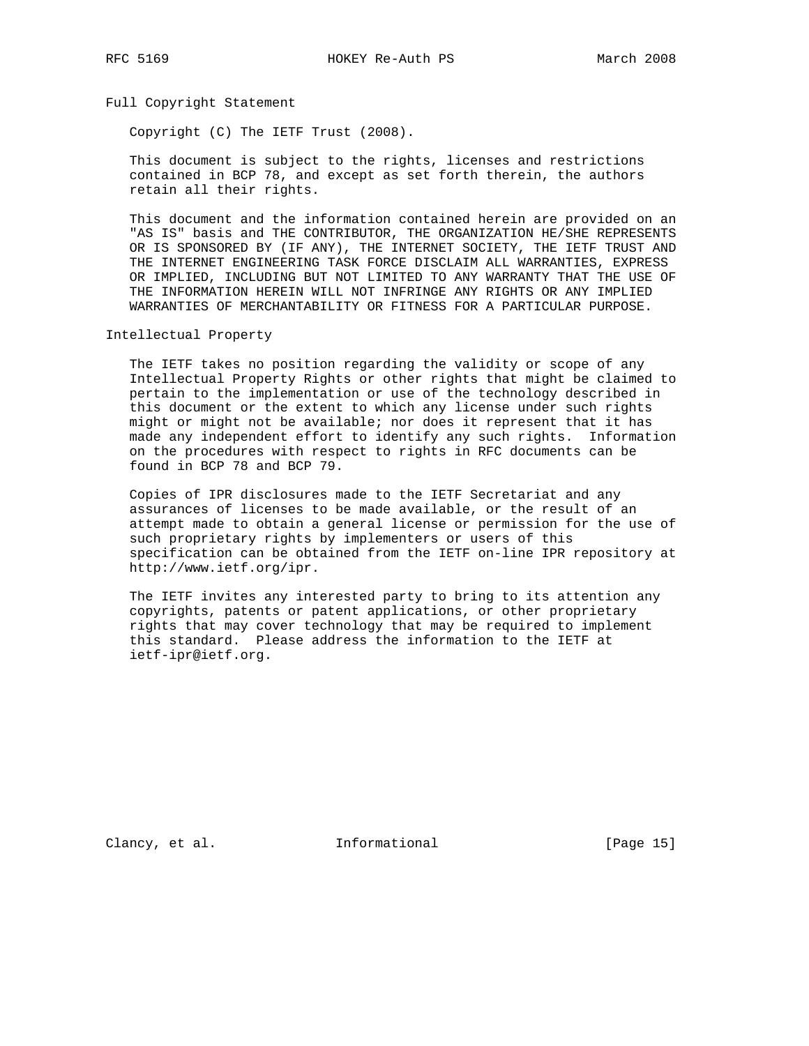## Full Copyright Statement

Copyright (C) The IETF Trust (2008).

This document is subject to the rights, licenses and restrictions contained in BCP 78, and except as set forth therein, the authors retain all their rights.

This document and the information contained herein are provided on an "AS IS" basis and THE CONTRIBUTOR, THE ORGANIZATION HE/SHE REPRESENTS OR IS SPONSORED BY (IF ANY), THE INTERNET SOCIETY, THE IETF TRUST AND THE INTERNET ENGINEERING TASK FORCE DISCLAIM ALL WARRANTIES, EXPRESS OR IMPLIED, INCLUDING BUT NOT LIMITED TO ANY WARRANTY THAT THE USE OF THE INFORMATION HEREIN WILL NOT INFRINGE ANY RIGHTS OR ANY IMPLIED WARRANTIES OF MERCHANTABILITY OR FITNESS FOR A PARTICULAR PURPOSE.

## Intellectual Property

The IETF takes no position regarding the validity or scope of any Intellectual Property Rights or other rights that might be claimed to pertain to the implementation or use of the technology described in this document or the extent to which any license under such rights might or might not be available; nor does it represent that it has made any independent effort to identify any such rights. Information on the procedures with respect to rights in RFC documents can be found in BCP 78 and BCP 79.

Copies of IPR disclosures made to the IETF Secretariat and any assurances of licenses to be made available, or the result of an attempt made to obtain a general license or permission for the use of such proprietary rights by implementers or users of this specification can be obtained from the IETF on-line IPR repository at http://www.ietf.org/ipr.

The IETF invites any interested party to bring to its attention any copyrights, patents or patent applications, or other proprietary rights that may cover technology that may be required to implement this standard. Please address the information to the IETF at ietf-ipr@ietf.org.